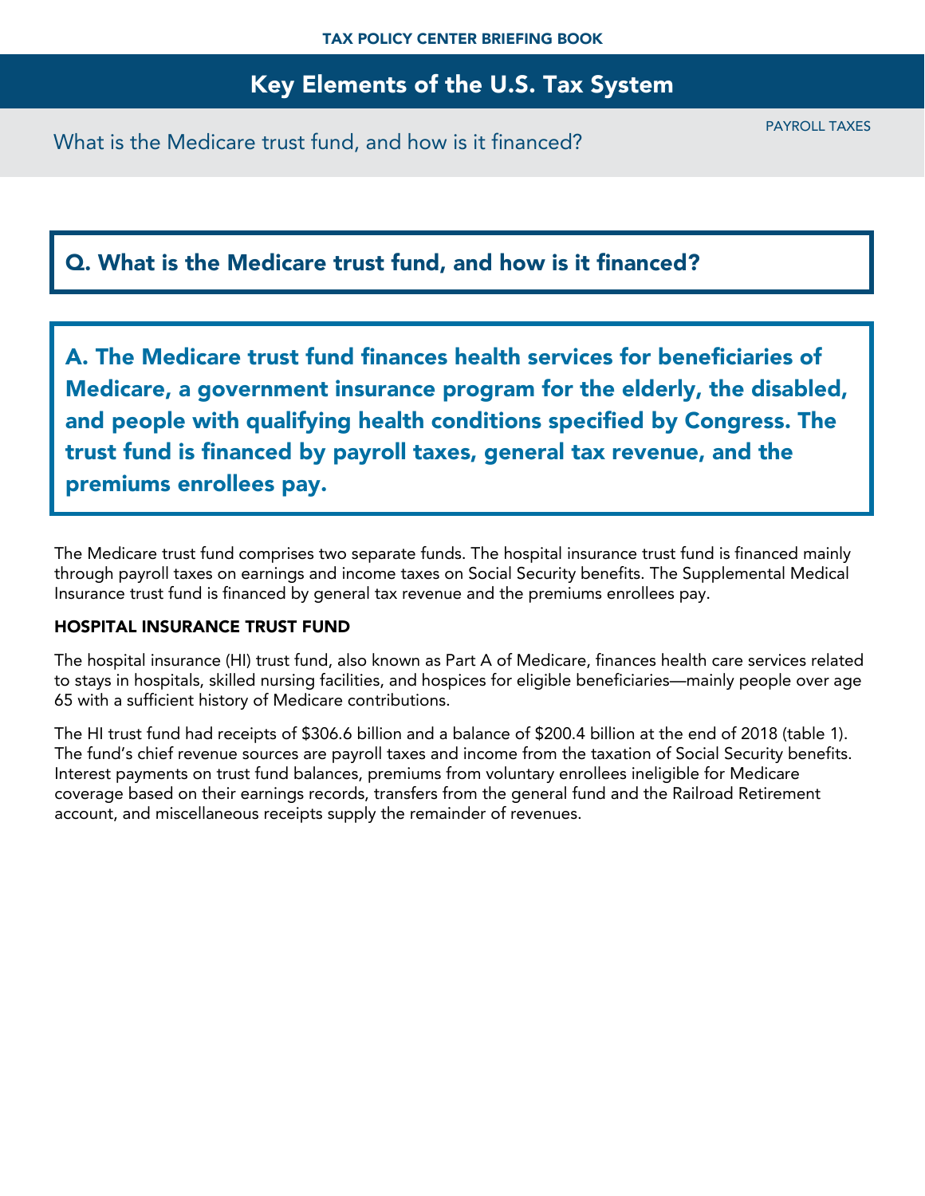TAX POLICY CENTER BRIEFING BOOK

# Key Elements of the U.S. Tax System

What is the Medicare trust fund, and how is it financed?

PAYROLL TAXES

## Q. What is the Medicare trust fund, and how is it financed?

**A. The Medicare trust fund finances health services for beneficiaries of Medicare, a government insurance program for the elderly, the disabled, and people with qualifying health conditions specified by Congress. The trust fund is financed by payroll taxes, general tax revenue, and the premiums enrollees pay.**

The Medicare trust fund comprises two separate funds. The hospital insurance trust fund is financed mainly through payroll taxes on earnings and income taxes on Social Security benefits. The Supplemental Medical Insurance trust fund is financed by general tax revenue and the premiums enrollees pay.

### HOSPITAL INSURANCE TRUST FUND

The hospital insurance (HI) trust fund, also known as Part A of Medicare, finances health care services related to stays in hospitals, skilled nursing facilities, and hospices for eligible beneficiaries—mainly people over age 65 with a sufficient history of Medicare contributions.

The HI trust fund had receipts of $306.6 billion and a balance of $200.4 billion at the end of 2018 (table 1). The fund's chief revenue sources are payroll taxes and income from the taxation of Social Security benefits. Interest payments on trust fund balances, premiums from voluntary enrollees ineligible for Medicare coverage based on their earnings records, transfers from the general fund and the Railroad Retirement account, and miscellaneous receipts supply the remainder of revenues.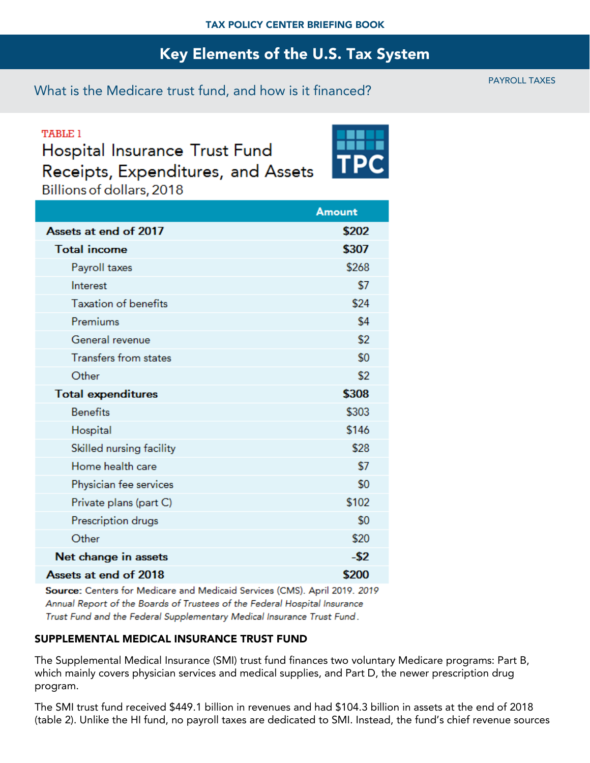What is the Medicare trust fund, and how is it financed?

TABLE 1

**Hospital Insurance Trust Fund Receipts, Expenditures, and Assets**

Billions of dollars, 2018

| | Amount |
|---|---|
| **Assets at end of 2017** | **$202** |
| **Total income** | **$307** |
| Payroll taxes | $268 |
| Interest | $7 |
| Taxation of benefits | $24 |
| Premiums | $4 |
| General revenue | $2 |
| Transfers from states | $0 |
| Other | $2 |
| **Total expenditures** | **$308** |
| Benefits | $303 |
| Hospital | $146 |
| Skilled nursing facility | $28 |
| Home health care | $7 |
| Physician fee services | $0 |
| Private plans (part C) | $102 |
| Prescription drugs | $0 |
| Other | $20 |
| **Net change in assets** | **-$2** |
| **Assets at end of 2018** | **$200** |

**Source:** Centers for Medicare and Medicaid Services (CMS). April 2019. *2019 Annual Report of the Boards of Trustees of the Federal Hospital Insurance Trust Fund and the Federal Supplementary Medical Insurance Trust Fund*.

## SUPPLEMENTAL MEDICAL INSURANCE TRUST FUND

The Supplemental Medical Insurance (SMI) trust fund finances two voluntary Medicare programs: Part B, which mainly covers physician services and medical supplies, and Part D, the newer prescription drug program.

The SMI trust fund received $449.1 billion in revenues and had $104.3 billion in assets at the end of 2018 (table 2). Unlike the HI fund, no payroll taxes are dedicated to SMI. Instead, the fund's chief revenue sources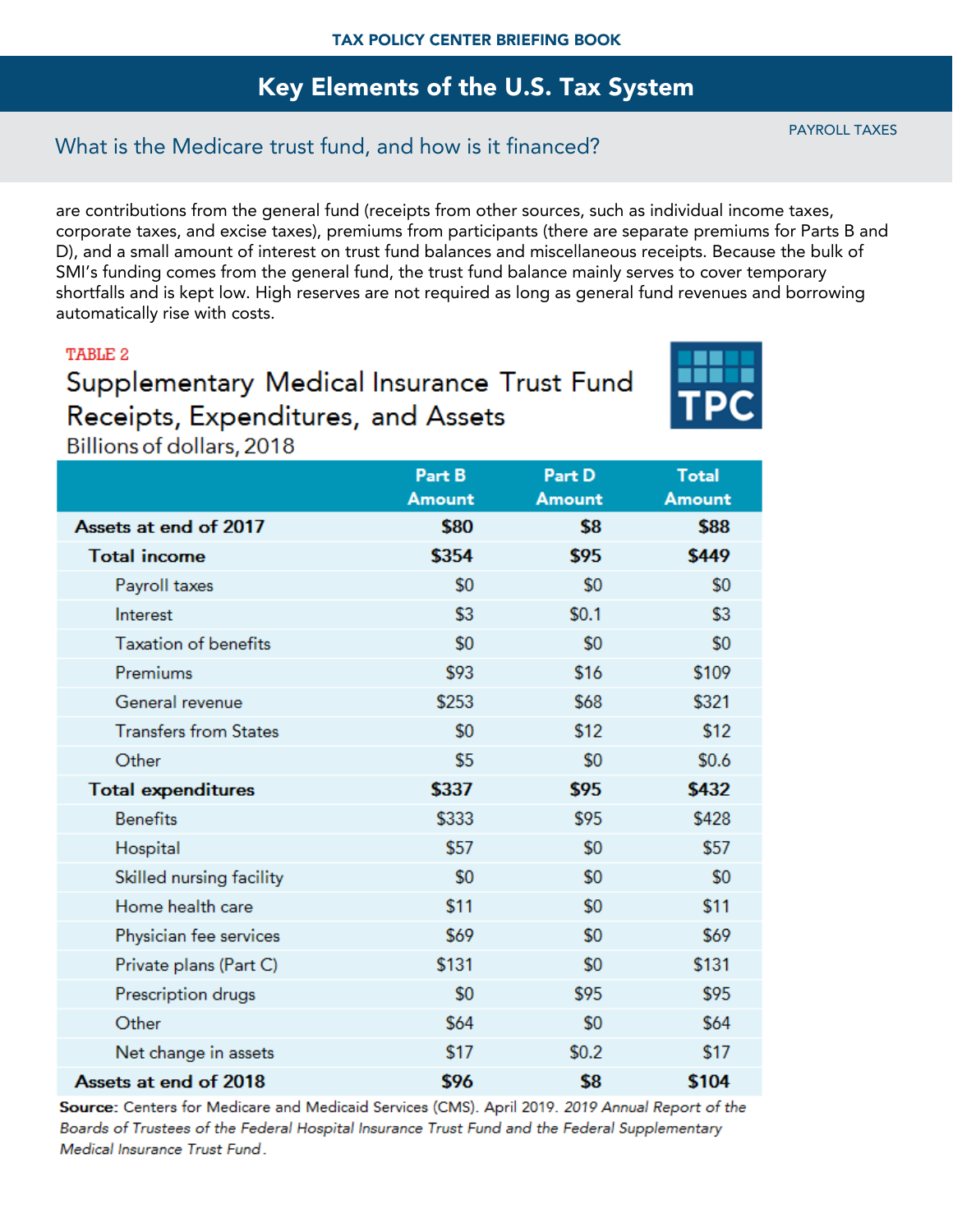are contributions from the general fund (receipts from other sources, such as individual income taxes, corporate taxes, and excise taxes), premiums from participants (there are separate premiums for Parts B and D), and a small amount of interest on trust fund balances and miscellaneous receipts. Because the bulk of SMI's funding comes from the general fund, the trust fund balance mainly serves to cover temporary shortfalls and is kept low. High reserves are not required as long as general fund revenues and borrowing automatically rise with costs.

TABLE 2

## Supplementary Medical Insurance Trust Fund Receipts, Expenditures, and Assets

Billions of dollars, 2018

| | Part B Amount | Part D Amount | Total Amount |
|---|---|---|---|
| **Assets at end of 2017** | **$80** | **$8** | **$88** |
| **Total income** | **$354** | **$95** | **$449** |
| Payroll taxes | $0 | $0 | $0 |
| Interest | $3 | $0.1 | $3 |
| Taxation of benefits | $0 | $0 | $0 |
| Premiums | $93 | $16 | $109 |
| General revenue | $253 | $68 | $321 |
| Transfers from States | $0 | $12 | $12 |
| Other | $5 | $0 | $0.6 |
| **Total expenditures** | **$337** | **$95** | **$432** |
| Benefits | $333 | $95 | $428 |
| Hospital | $57 | $0 | $57 |
| Skilled nursing facility | $0 | $0 | $0 |
| Home health care | $11 | $0 | $11 |
| Physician fee services | $69 | $0 | $69 |
| Private plans (Part C) | $131 | $0 | $131 |
| Prescription drugs | $0 | $95 | $95 |
| Other | $64 | $0 | $64 |
| Net change in assets | $17 | $0.2 | $17 |
| **Assets at end of 2018** | **$96** | **$8** | **$104** |

**Source:** Centers for Medicare and Medicaid Services (CMS). April 2019. *2019 Annual Report of the Boards of Trustees of the Federal Hospital Insurance Trust Fund and the Federal Supplementary Medical Insurance Trust Fund*.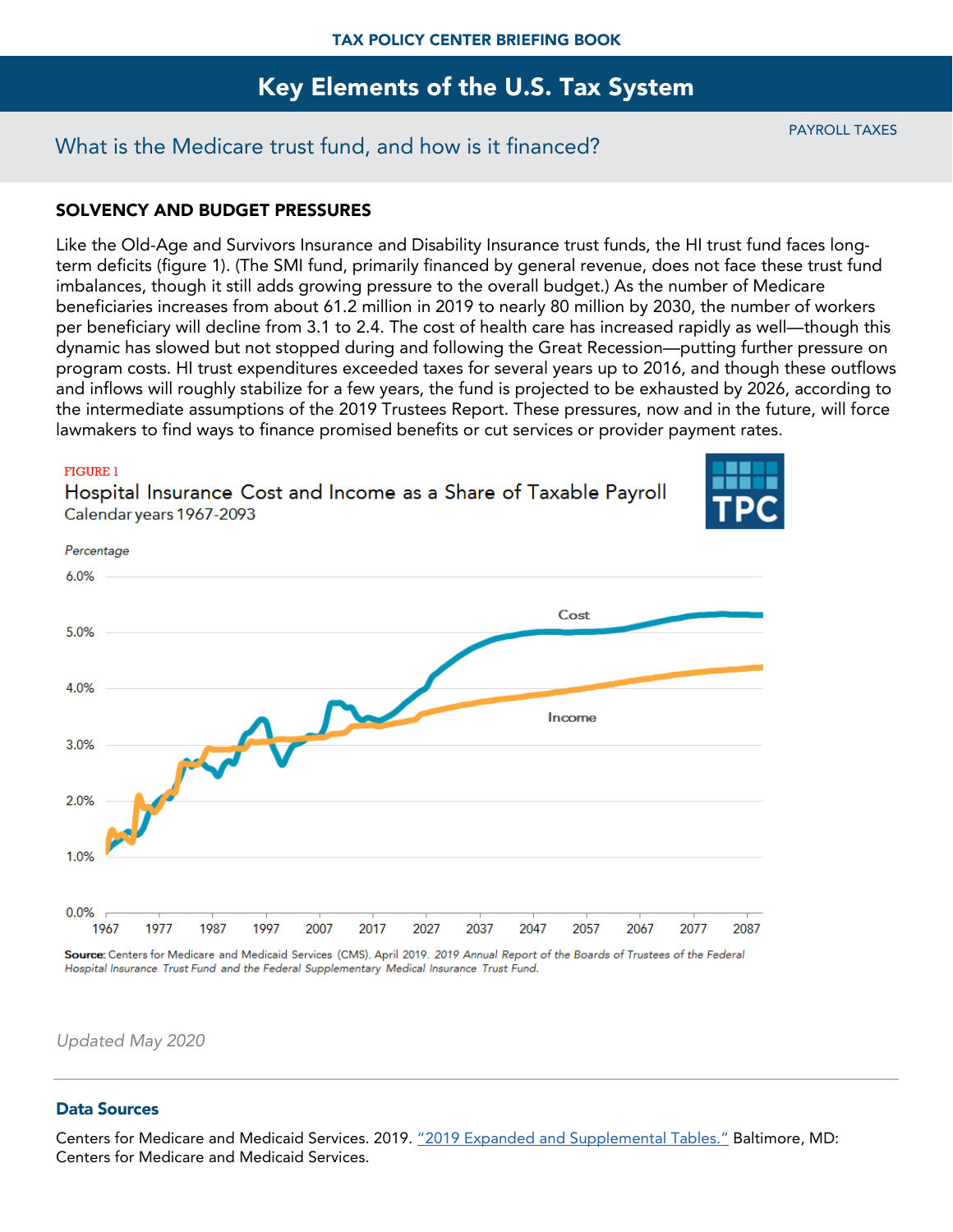## SOLVENCY AND BUDGET PRESSURES

Like the Old-Age and Survivors Insurance and Disability Insurance trust funds, the HI trust fund faces long-term deficits (figure 1). (The SMI fund, primarily financed by general revenue, does not face these trust fund imbalances, though it still adds growing pressure to the overall budget.) As the number of Medicare beneficiaries increases from about 61.2 million in 2019 to nearly 80 million by 2030, the number of workers per beneficiary will decline from 3.1 to 2.4. The cost of health care has increased rapidly as well—though this dynamic has slowed but not stopped during and following the Great Recession—putting further pressure on program costs. HI trust expenditures exceeded taxes for several years up to 2016, and though these outflows and inflows will roughly stabilize for a few years, the fund is projected to be exhausted by 2026, according to the intermediate assumptions of the 2019 Trustees Report. These pressures, now and in the future, will force lawmakers to find ways to finance promised benefits or cut services or provider payment rates.

FIGURE 1

Hospital Insurance Cost and Income as a Share of Taxable Payroll

Calendar years 1967-2093

**Source:** Centers for Medicare and Medicaid Services (CMS). April 2019. *2019 Annual Report of the Boards of Trustees of the Federal Hospital Insurance Trust Fund and the Federal Supplementary Medical Insurance Trust Fund.*

*Updated May 2020*

### Data Sources

Centers for Medicare and Medicaid Services. 2019. "2019 Expanded and Supplemental Tables." Baltimore, MD: Centers for Medicare and Medicaid Services.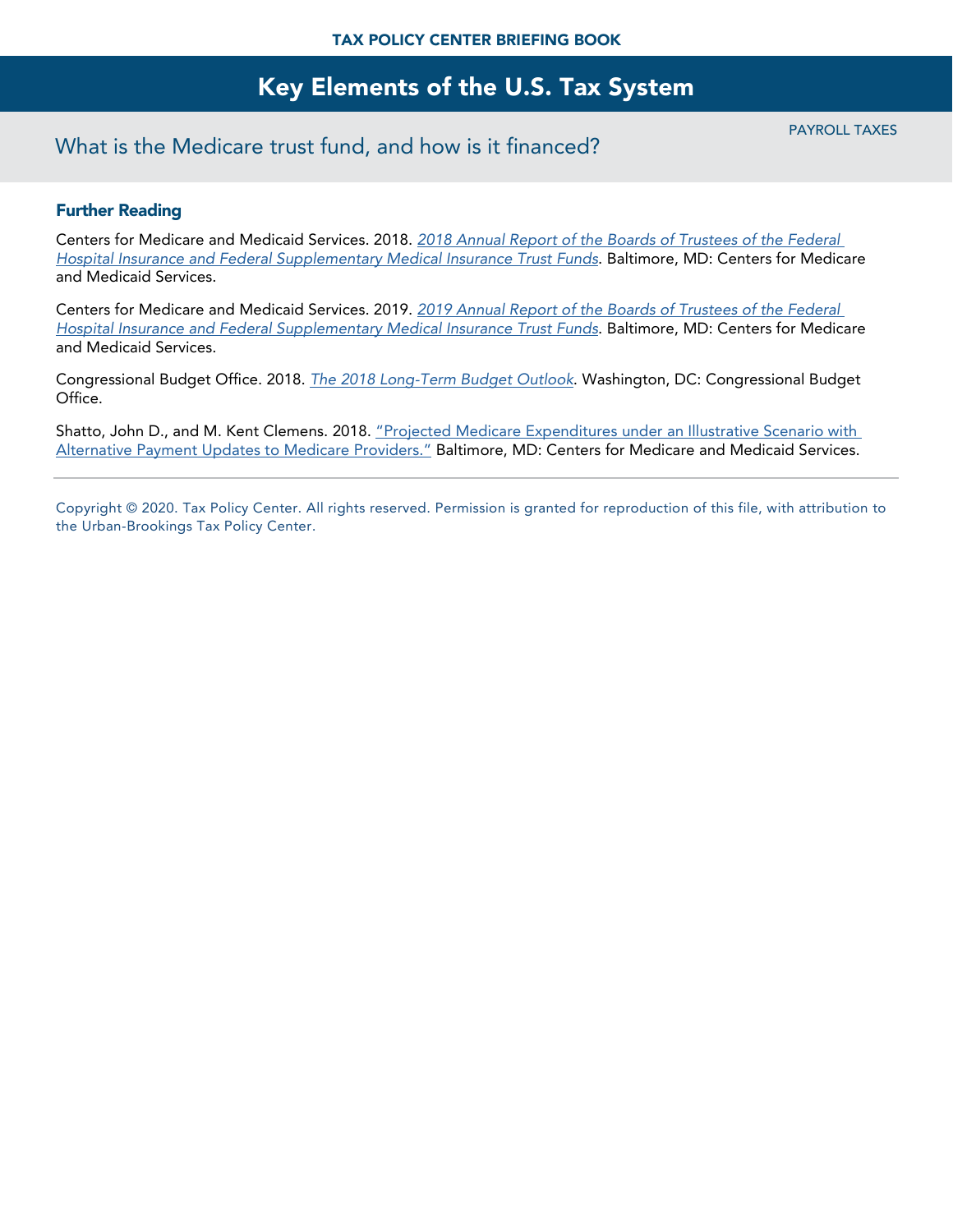## Further Reading

Centers for Medicare and Medicaid Services. 2018. *2018 Annual Report of the Boards of Trustees of the Federal Hospital Insurance and Federal Supplementary Medical Insurance Trust Funds*. Baltimore, MD: Centers for Medicare and Medicaid Services.

Centers for Medicare and Medicaid Services. 2019. *2019 Annual Report of the Boards of Trustees of the Federal Hospital Insurance and Federal Supplementary Medical Insurance Trust Funds*. Baltimore, MD: Centers for Medicare and Medicaid Services.

Congressional Budget Office. 2018. *The 2018 Long-Term Budget Outlook*. Washington, DC: Congressional Budget Office.

Shatto, John D., and M. Kent Clemens. 2018. "Projected Medicare Expenditures under an Illustrative Scenario with Alternative Payment Updates to Medicare Providers." Baltimore, MD: Centers for Medicare and Medicaid Services.

---

Copyright © 2020. Tax Policy Center. All rights reserved. Permission is granted for reproduction of this file, with attribution to the Urban-Brookings Tax Policy Center.